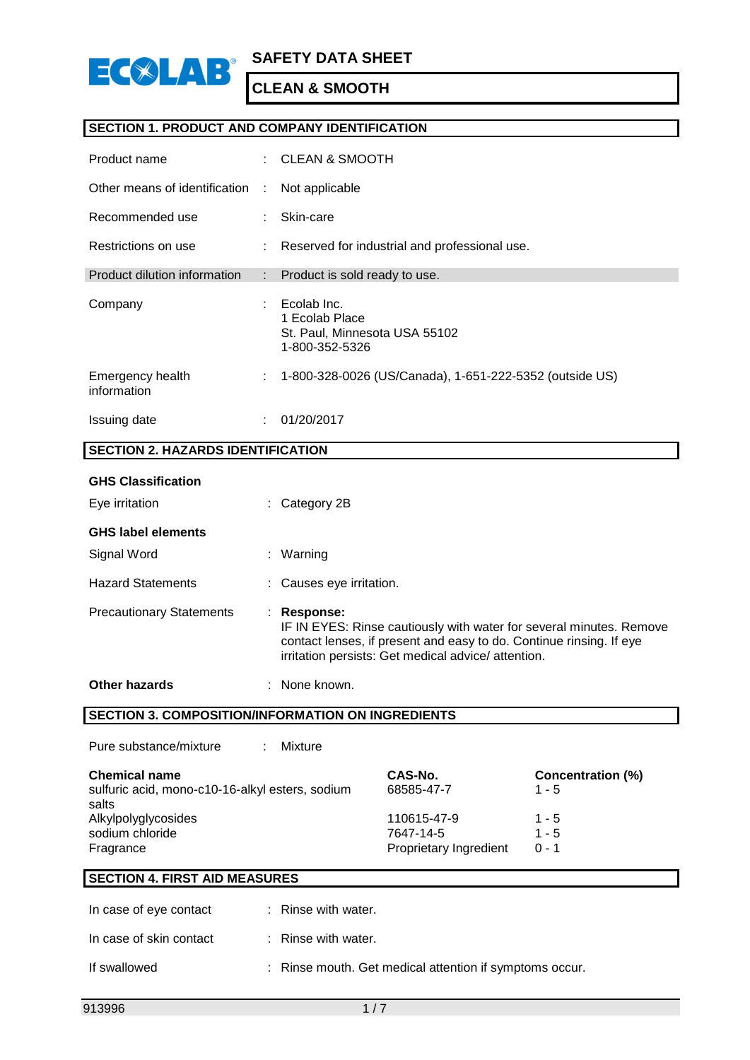# SAFETY DATA SHEET

## CLEAN & SMOOTH

### SECTION 1. PRODUCT AND COMPANY IDENTIFICATION

| | | |
|---|---|---|
| Product name | : | CLEAN & SMOOTH |
| Other means of identification | : | Not applicable |
| Recommended use | : | Skin-care |
| Restrictions on use | : | Reserved for industrial and professional use. |
| Product dilution information | : | Product is sold ready to use. |
| Company | : | Ecolab Inc.<br>1 Ecolab Place<br>St. Paul, Minnesota USA 55102<br>1-800-352-5326 |
| Emergency health information | : | 1-800-328-0026 (US/Canada), 1-651-222-5352 (outside US) |
| Issuing date | : | 01/20/2017 |

### SECTION 2. HAZARDS IDENTIFICATION

**GHS Classification**

Eye irritation : Category 2B

**GHS label elements**

Signal Word : Warning

Hazard Statements : Causes eye irritation.

Precautionary Statements : **Response:**
IF IN EYES: Rinse cautiously with water for several minutes. Remove contact lenses, if present and easy to do. Continue rinsing. If eye irritation persists: Get medical advice/ attention.

**Other hazards** : None known.

### SECTION 3. COMPOSITION/INFORMATION ON INGREDIENTS

Pure substance/mixture : Mixture

| Chemical name | CAS-No. | Concentration (%) |
|---|---|---|
| sulfuric acid, mono-c10-16-alkyl esters, sodium salts | 68585-47-7 | 1 - 5 |
| Alkylpolyglycosides | 110615-47-9 | 1 - 5 |
| sodium chloride | 7647-14-5 | 1 - 5 |
| Fragrance | Proprietary Ingredient | 0 - 1 |

### SECTION 4. FIRST AID MEASURES

In case of eye contact : Rinse with water.

In case of skin contact : Rinse with water.

If swallowed : Rinse mouth. Get medical attention if symptoms occur.

913996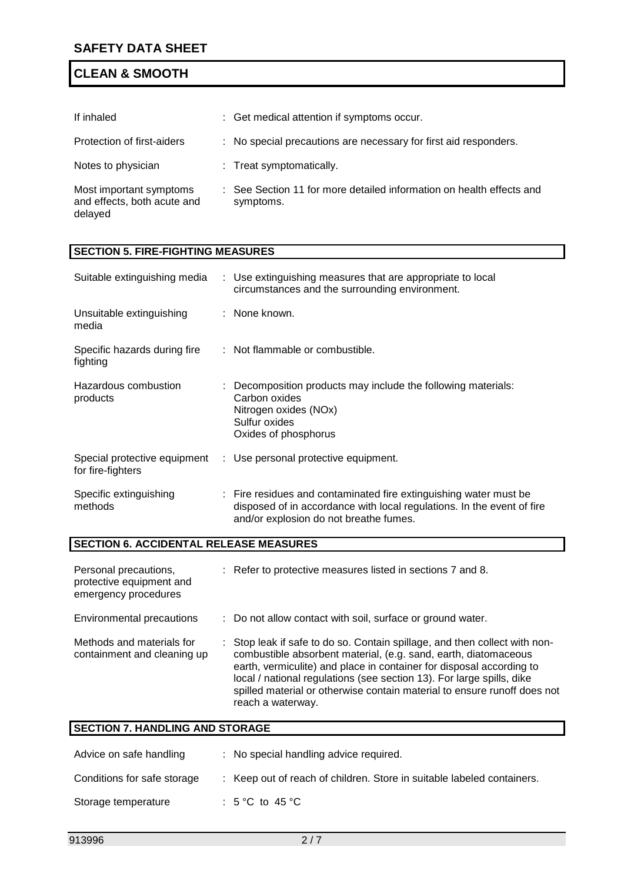| | |
|---|---|
| If inhaled | : Get medical attention if symptoms occur. |
| Protection of first-aiders | : No special precautions are necessary for first aid responders. |
| Notes to physician | : Treat symptomatically. |
| Most important symptoms and effects, both acute and delayed | : See Section 11 for more detailed information on health effects and symptoms. |

## SECTION 5. FIRE-FIGHTING MEASURES

| | |
|---|---|
| Suitable extinguishing media | : Use extinguishing measures that are appropriate to local circumstances and the surrounding environment. |
| Unsuitable extinguishing media | : None known. |
| Specific hazards during fire fighting | : Not flammable or combustible. |
| Hazardous combustion products | : Decomposition products may include the following materials:<br>Carbon oxides<br>Nitrogen oxides (NOx)<br>Sulfur oxides<br>Oxides of phosphorus |
| Special protective equipment for fire-fighters | : Use personal protective equipment. |
| Specific extinguishing methods | : Fire residues and contaminated fire extinguishing water must be disposed of in accordance with local regulations. In the event of fire and/or explosion do not breathe fumes. |

## SECTION 6. ACCIDENTAL RELEASE MEASURES

| | |
|---|---|
| Personal precautions, protective equipment and emergency procedures | : Refer to protective measures listed in sections 7 and 8. |
| Environmental precautions | : Do not allow contact with soil, surface or ground water. |
| Methods and materials for containment and cleaning up | : Stop leak if safe to do so. Contain spillage, and then collect with non-combustible absorbent material, (e.g. sand, earth, diatomaceous earth, vermiculite) and place in container for disposal according to local / national regulations (see section 13). For large spills, dike spilled material or otherwise contain material to ensure runoff does not reach a waterway. |

## SECTION 7. HANDLING AND STORAGE

| | |
|---|---|
| Advice on safe handling | : No special handling advice required. |
| Conditions for safe storage | : Keep out of reach of children. Store in suitable labeled containers. |
| Storage temperature | : 5 °C to 45 °C |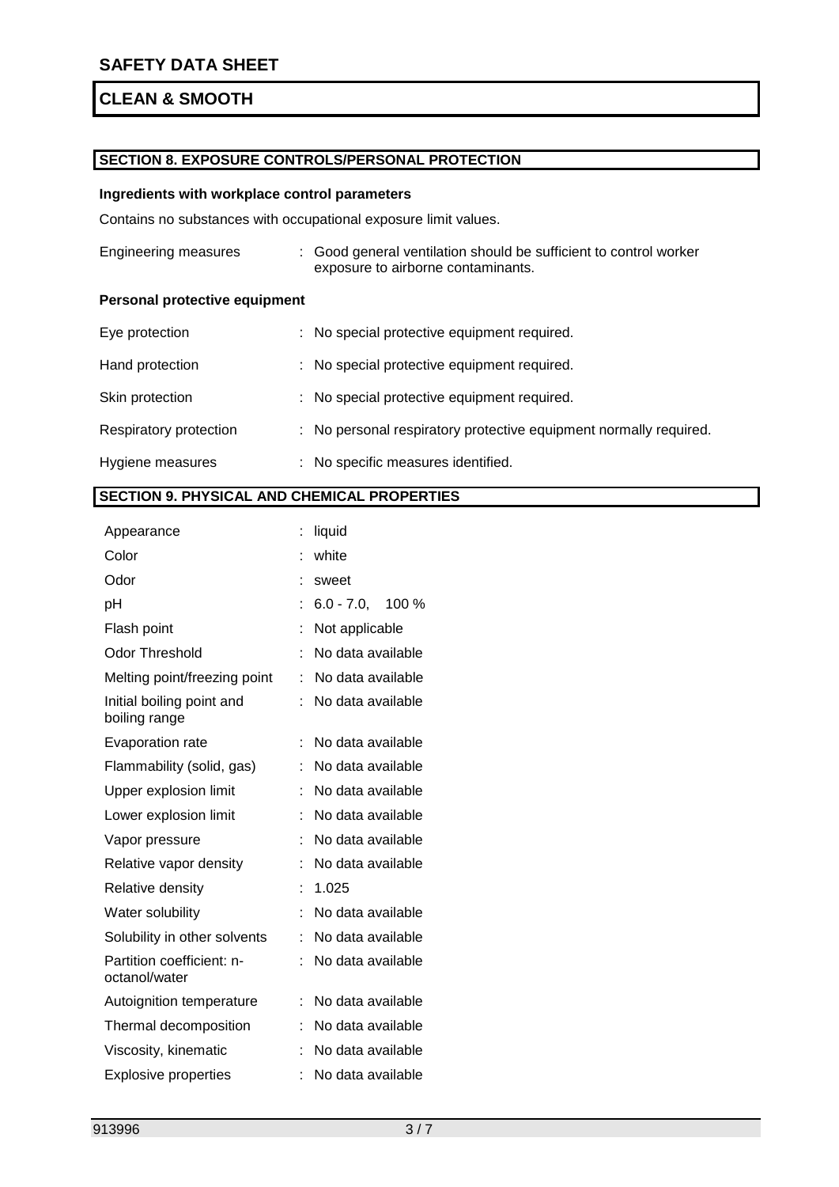## SECTION 8. EXPOSURE CONTROLS/PERSONAL PROTECTION

### Ingredients with workplace control parameters

Contains no substances with occupational exposure limit values.

| | |
|---|---|
| Engineering measures | : Good general ventilation should be sufficient to control worker exposure to airborne contaminants. |

### Personal protective equipment

| | |
|---|---|
| Eye protection | : No special protective equipment required. |
| Hand protection | : No special protective equipment required. |
| Skin protection | : No special protective equipment required. |
| Respiratory protection | : No personal respiratory protective equipment normally required. |
| Hygiene measures | : No specific measures identified. |

## SECTION 9. PHYSICAL AND CHEMICAL PROPERTIES

| | |
|---|---|
| Appearance | : liquid |
| Color | : white |
| Odor | : sweet |
| pH | : 6.0 - 7.0, 100 % |
| Flash point | : Not applicable |
| Odor Threshold | : No data available |
| Melting point/freezing point | : No data available |
| Initial boiling point and boiling range | : No data available |
| Evaporation rate | : No data available |
| Flammability (solid, gas) | : No data available |
| Upper explosion limit | : No data available |
| Lower explosion limit | : No data available |
| Vapor pressure | : No data available |
| Relative vapor density | : No data available |
| Relative density | : 1.025 |
| Water solubility | : No data available |
| Solubility in other solvents | : No data available |
| Partition coefficient: n-octanol/water | : No data available |
| Autoignition temperature | : No data available |
| Thermal decomposition | : No data available |
| Viscosity, kinematic | : No data available |
| Explosive properties | : No data available |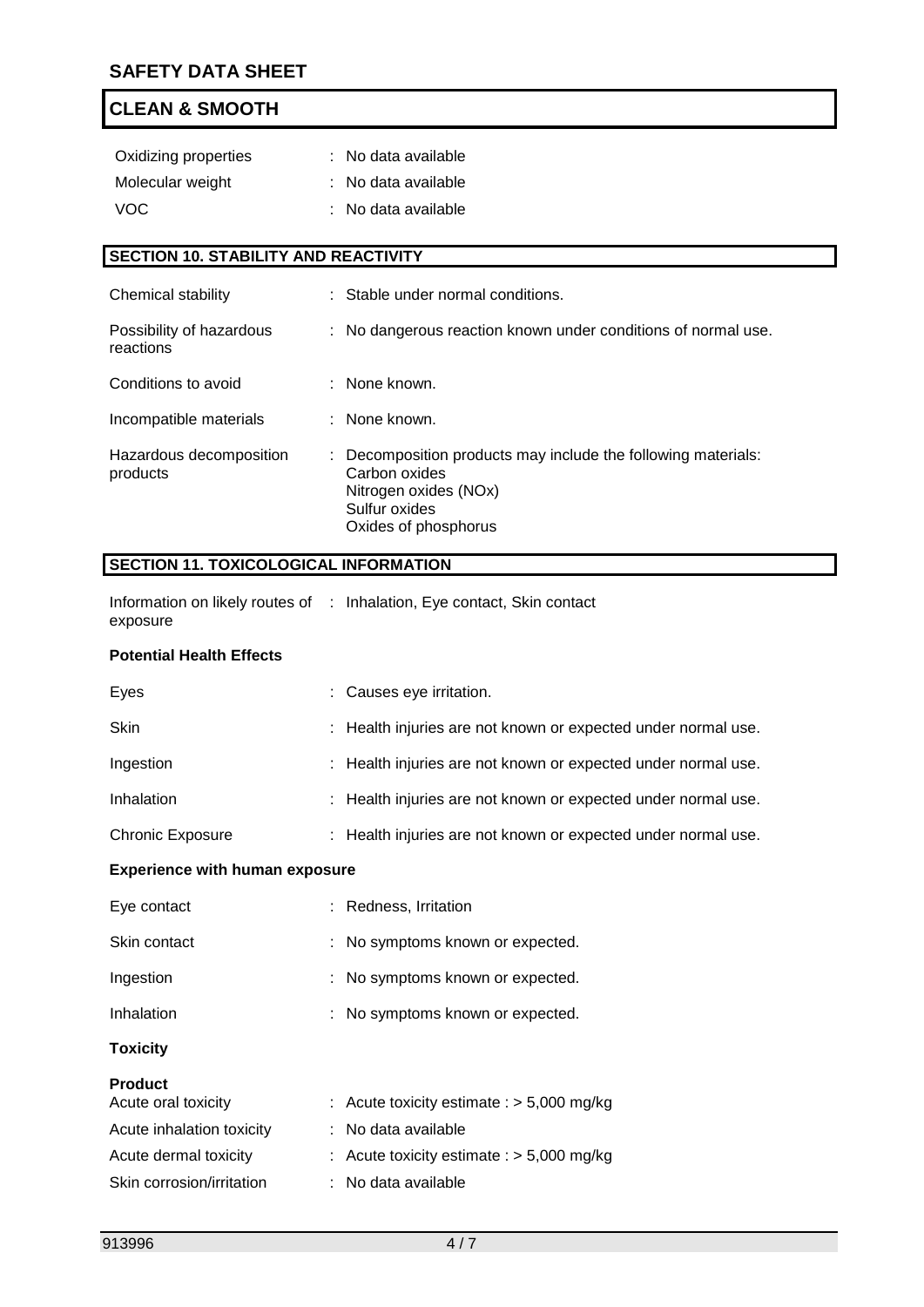| | | |
|---|---|---|
| Oxidizing properties | : | No data available |
| Molecular weight | : | No data available |
| VOC | : | No data available |

## SECTION 10. STABILITY AND REACTIVITY

| | | |
|---|---|---|
| Chemical stability | : | Stable under normal conditions. |
| Possibility of hazardous reactions | : | No dangerous reaction known under conditions of normal use. |
| Conditions to avoid | : | None known. |
| Incompatible materials | : | None known. |
| Hazardous decomposition products | : | Decomposition products may include the following materials: Carbon oxides, Nitrogen oxides (NOx), Sulfur oxides, Oxides of phosphorus |

## SECTION 11. TOXICOLOGICAL INFORMATION

| | | |
|---|---|---|
| Information on likely routes of exposure | : | Inhalation, Eye contact, Skin contact |

**Potential Health Effects**

| | | |
|---|---|---|
| Eyes | : | Causes eye irritation. |
| Skin | : | Health injuries are not known or expected under normal use. |
| Ingestion | : | Health injuries are not known or expected under normal use. |
| Inhalation | : | Health injuries are not known or expected under normal use. |
| Chronic Exposure | : | Health injuries are not known or expected under normal use. |

**Experience with human exposure**

| | | |
|---|---|---|
| Eye contact | : | Redness, Irritation |
| Skin contact | : | No symptoms known or expected. |
| Ingestion | : | No symptoms known or expected. |
| Inhalation | : | No symptoms known or expected. |

**Toxicity**

**Product**

| | | |
|---|---|---|
| Acute oral toxicity | : | Acute toxicity estimate : > 5,000 mg/kg |
| Acute inhalation toxicity | : | No data available |
| Acute dermal toxicity | : | Acute toxicity estimate : > 5,000 mg/kg |
| Skin corrosion/irritation | : | No data available |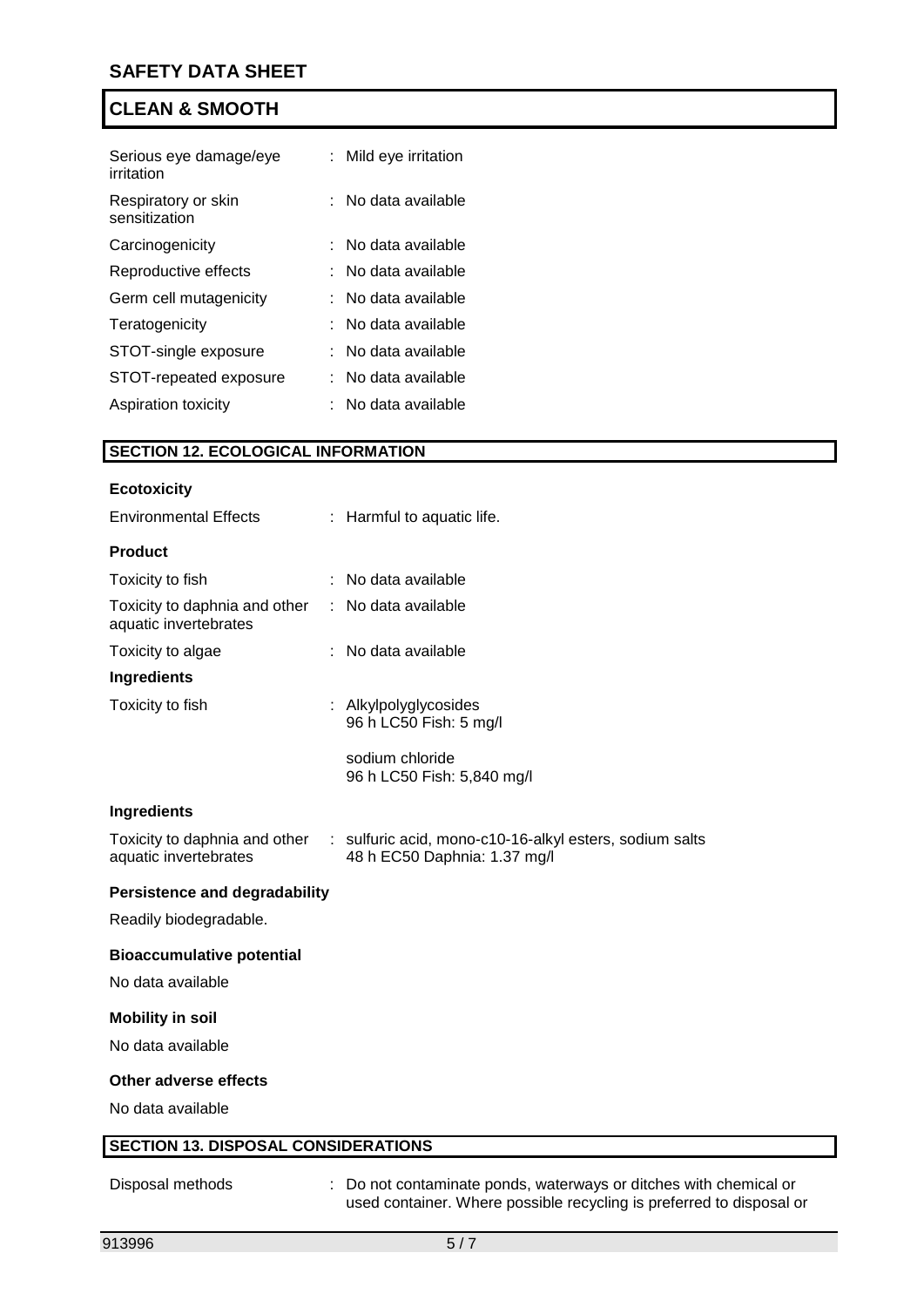| | |
|---|---|
| Serious eye damage/eye irritation | : Mild eye irritation |
| Respiratory or skin sensitization | : No data available |
| Carcinogenicity | : No data available |
| Reproductive effects | : No data available |
| Germ cell mutagenicity | : No data available |
| Teratogenicity | : No data available |
| STOT-single exposure | : No data available |
| STOT-repeated exposure | : No data available |
| Aspiration toxicity | : No data available |

## SECTION 12. ECOLOGICAL INFORMATION

**Ecotoxicity**

Environmental Effects : Harmful to aquatic life.

**Product**

| | |
|---|---|
| Toxicity to fish | : No data available |
| Toxicity to daphnia and other aquatic invertebrates | : No data available |
| Toxicity to algae | : No data available |

**Ingredients**

Toxicity to fish : Alkylpolyglycosides
96 h LC50 Fish: 5 mg/l

sodium chloride
96 h LC50 Fish: 5,840 mg/l

**Ingredients**

Toxicity to daphnia and other aquatic invertebrates : sulfuric acid, mono-c10-16-alkyl esters, sodium salts
48 h EC50 Daphnia: 1.37 mg/l

**Persistence and degradability**

Readily biodegradable.

**Bioaccumulative potential**

No data available

**Mobility in soil**

No data available

**Other adverse effects**

No data available

## SECTION 13. DISPOSAL CONSIDERATIONS

Disposal methods : Do not contaminate ponds, waterways or ditches with chemical or used container. Where possible recycling is preferred to disposal or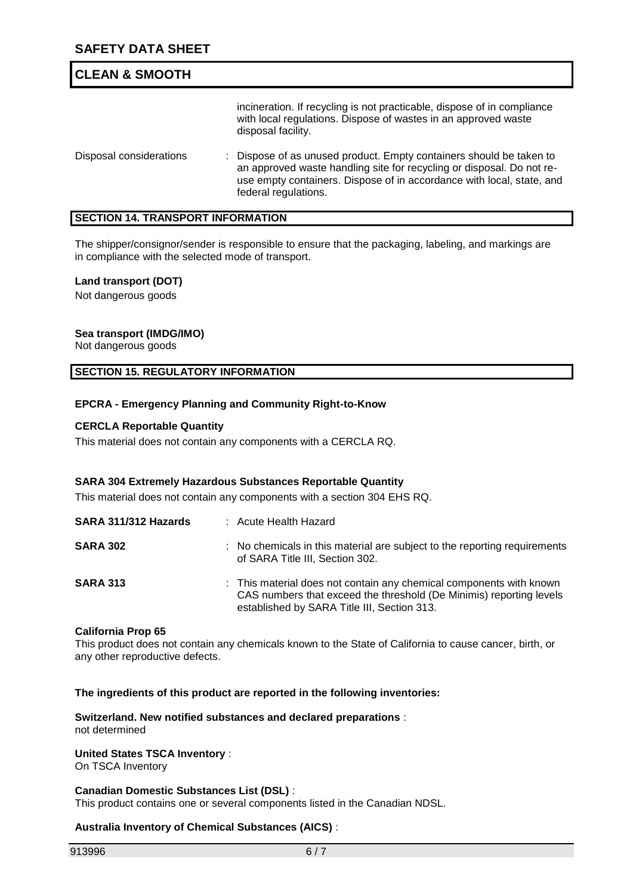incineration. If recycling is not practicable, dispose of in compliance with local regulations. Dispose of wastes in an approved waste disposal facility.

Disposal considerations : Dispose of as unused product. Empty containers should be taken to an approved waste handling site for recycling or disposal. Do not re-use empty containers. Dispose of in accordance with local, state, and federal regulations.

## SECTION 14. TRANSPORT INFORMATION

The shipper/consignor/sender is responsible to ensure that the packaging, labeling, and markings are in compliance with the selected mode of transport.

**Land transport (DOT)**
Not dangerous goods

**Sea transport (IMDG/IMO)**
Not dangerous goods

## SECTION 15. REGULATORY INFORMATION

**EPCRA - Emergency Planning and Community Right-to-Know**

**CERCLA Reportable Quantity**

This material does not contain any components with a CERCLA RQ.

**SARA 304 Extremely Hazardous Substances Reportable Quantity**

This material does not contain any components with a section 304 EHS RQ.

**SARA 311/312 Hazards** : Acute Health Hazard

**SARA 302** : No chemicals in this material are subject to the reporting requirements of SARA Title III, Section 302.

**SARA 313** : This material does not contain any chemical components with known CAS numbers that exceed the threshold (De Minimis) reporting levels established by SARA Title III, Section 313.

**California Prop 65**
This product does not contain any chemicals known to the State of California to cause cancer, birth, or any other reproductive defects.

**The ingredients of this product are reported in the following inventories:**

**Switzerland. New notified substances and declared preparations** :
not determined

**United States TSCA Inventory** :
On TSCA Inventory

**Canadian Domestic Substances List (DSL)** :
This product contains one or several components listed in the Canadian NDSL.

**Australia Inventory of Chemical Substances (AICS)** :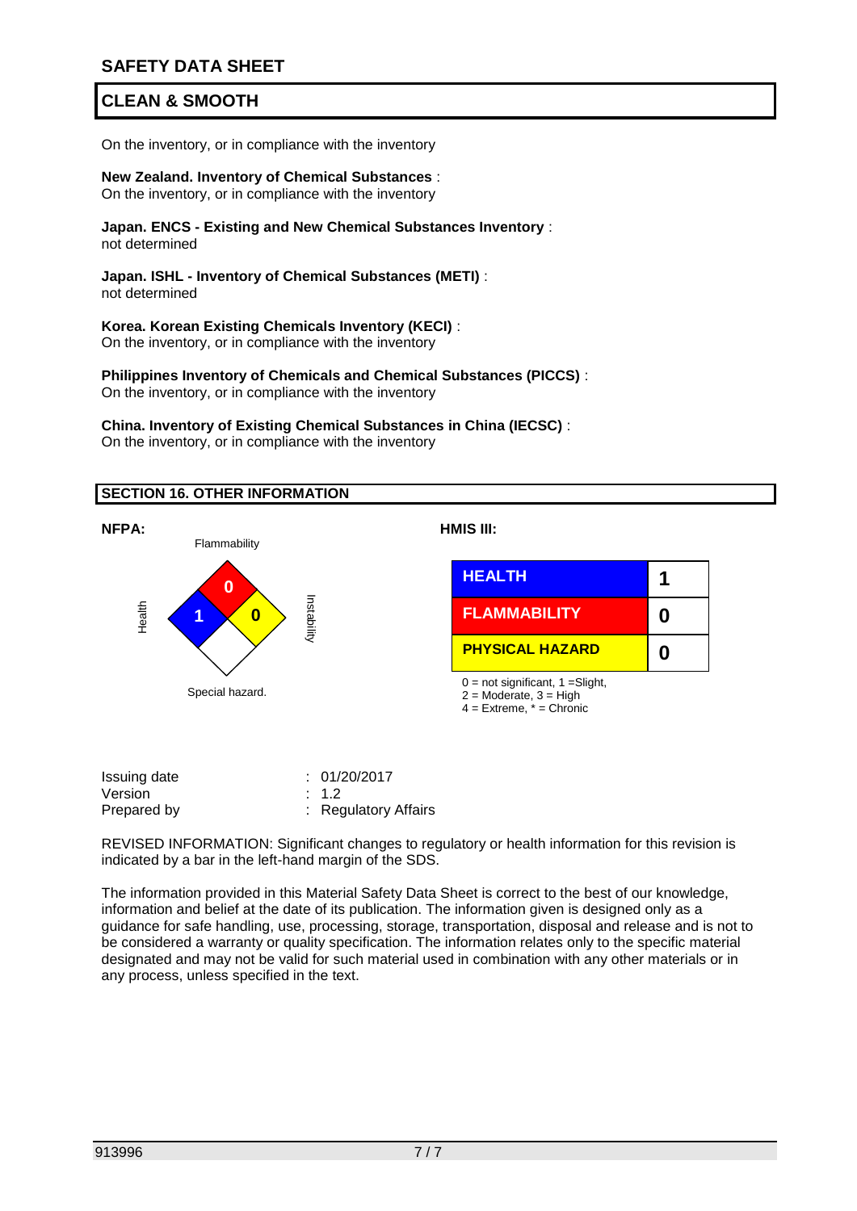On the inventory, or in compliance with the inventory

**New Zealand. Inventory of Chemical Substances** :
On the inventory, or in compliance with the inventory

**Japan. ENCS - Existing and New Chemical Substances Inventory** :
not determined

**Japan. ISHL - Inventory of Chemical Substances (METI)** :
not determined

**Korea. Korean Existing Chemicals Inventory (KECI)** :
On the inventory, or in compliance with the inventory

**Philippines Inventory of Chemicals and Chemical Substances (PICCS)** :
On the inventory, or in compliance with the inventory

**China. Inventory of Existing Chemical Substances in China (IECSC)** :
On the inventory, or in compliance with the inventory

## SECTION 16. OTHER INFORMATION

**NFPA:**

Flammability
0
Health
1
Instability
0
Special hazard.

**HMIS III:**

| | |
|---|---|
| HEALTH | 1 |
| FLAMMABILITY | 0 |
| PHYSICAL HAZARD | 0 |

0 = not significant, 1 =Slight,
2 = Moderate, 3 = High
4 = Extreme, * = Chronic

| | |
|---|---|
| Issuing date | : 01/20/2017 |
| Version | : 1.2 |
| Prepared by | : Regulatory Affairs |

REVISED INFORMATION: Significant changes to regulatory or health information for this revision is indicated by a bar in the left-hand margin of the SDS.

The information provided in this Material Safety Data Sheet is correct to the best of our knowledge, information and belief at the date of its publication. The information given is designed only as a guidance for safe handling, use, processing, storage, transportation, disposal and release and is not to be considered a warranty or quality specification. The information relates only to the specific material designated and may not be valid for such material used in combination with any other materials or in any process, unless specified in the text.